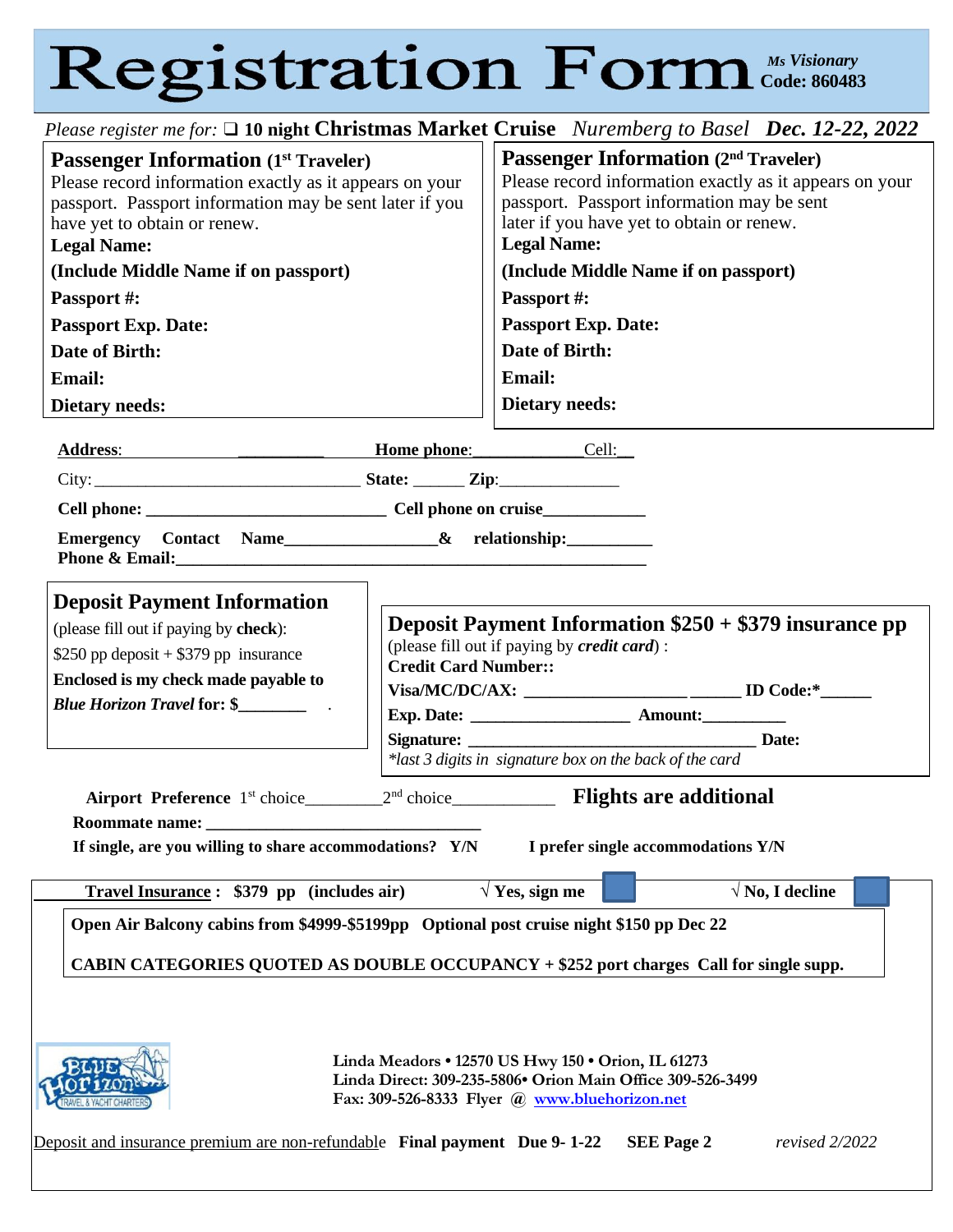# Registration Form

*Ms Visionary* **Code: 860483**

*Please register me for:* ❑ **10 night Christmas Market Cruise** *Nurenberg to Basel* ***Dec. 12-22, 2022***

## Passenger Information (1st Traveler)

Please record information exactly as it appears on your passport. Passport information may be sent later if you have yet to obtain or renew.

**Legal Name:**

**(Include Middle Name if on passport)**

**Passport #:**

**Passport Exp. Date:**

**Date of Birth:**

**Email:**

**Dietary needs:**

## Passenger Information (2nd Traveler)

Please record information exactly as it appears on your passport. Passport information may be sent later if you have yet to obtain or renew.

**Legal Name:**

**(Include Middle Name if on passport)**

**Passport #:**

**Passport Exp. Date:**

**Date of Birth:**

**Email:**

**Dietary needs:**

---

**Address**: __________ **Home phone**:____________ Cell:__

City:______________________________ **State:** ______ **Zip**:______________

**Cell phone:** ___________________________ **Cell phone on cruise**___________

**Emergency Contact Name**_________________**&** **relationship:**_________
**Phone & Email:**_______________________________________________________

## Deposit Payment Information

(please fill out if paying by **check**):

$250 pp deposit + $379 pp insurance

**Enclosed is my check made payable to** ***Blue Horizon Travel*** **for: $**________ .

## Deposit Payment Information $250 + $379 insurance pp

(please fill out if paying by ***credit card***) :

**Credit Card Number::**

**Visa/MC/DC/AX:** __________________ ______ **ID Code:***______

**Exp. Date:** __________________ **Amount:**_________

**Signature:** _______________________________ **Date:**

*\*last 3 digits in signature box on the back of the card*

---

**Airport Preference** 1st choice_________2nd choice___________ **Flights are additional**

**Roommate name:** ______________________________

**If single, are you willing to share accommodations? Y/N** **I prefer single accommodations Y/N**

**Travel Insurance : $379 pp (includes air)** **√ Yes, sign me** ☐ **√ No, I decline** ☐

**Open Air Balcony cabins from $4999-$5199pp Optional post cruise night $150 pp Dec 22**

**CABIN CATEGORIES QUOTED AS DOUBLE OCCUPANCY + $252 port charges Call for single supp.**

Blue Horizon Travel & Yacht Charters

**Linda Meadors • 12570 US Hwy 150 • Orion, IL 61273**
**Linda Direct: 309-235-5806• Orion Main Office 309-526-3499**
**Fax: 309-526-8333 Flyer @ www.bluehorizon.net**

Deposit and insurance premium are non-refundable **Final payment Due 9- 1-22 SEE Page 2** *revised 2/2022*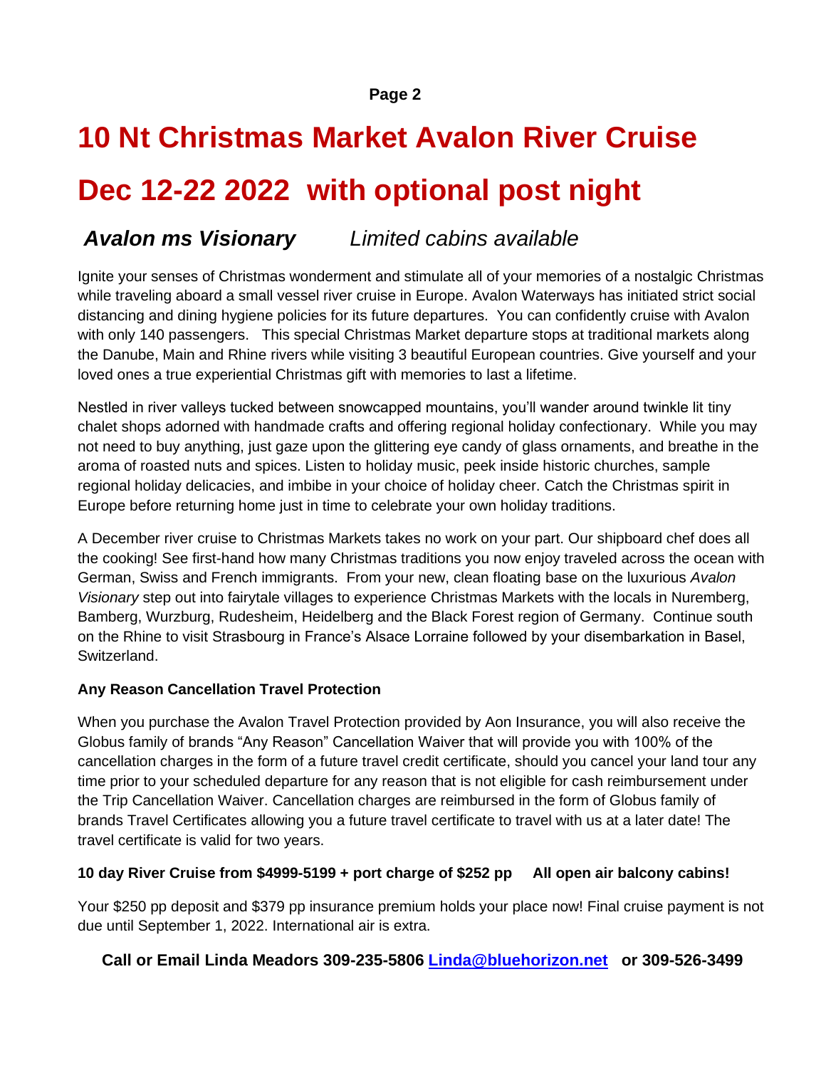# 10 Nt Christmas Market Avalon River Cruise

# Dec 12-22 2022 with optional post night

***Avalon ms Visionary*** *Limited cabins available*

Ignite your senses of Christmas wonderment and stimulate all of your memories of a nostalgic Christmas while traveling aboard a small vessel river cruise in Europe. Avalon Waterways has initiated strict social distancing and dining hygiene policies for its future departures. You can confidently cruise with Avalon with only 140 passengers. This special Christmas Market departure stops at traditional markets along the Danube, Main and Rhine rivers while visiting 3 beautiful European countries. Give yourself and your loved ones a true experiential Christmas gift with memories to last a lifetime.

Nestled in river valleys tucked between snowcapped mountains, you'll wander around twinkle lit tiny chalet shops adorned with handmade crafts and offering regional holiday confectionary. While you may not need to buy anything, just gaze upon the glittering eye candy of glass ornaments, and breathe in the aroma of roasted nuts and spices. Listen to holiday music, peek inside historic churches, sample regional holiday delicacies, and imbibe in your choice of holiday cheer. Catch the Christmas spirit in Europe before returning home just in time to celebrate your own holiday traditions.

A December river cruise to Christmas Markets takes no work on your part. Our shipboard chef does all the cooking! See first-hand how many Christmas traditions you now enjoy traveled across the ocean with German, Swiss and French immigrants. From your new, clean floating base on the luxurious *Avalon Visionary* step out into fairytale villages to experience Christmas Markets with the locals in Nuremberg, Bamberg, Wurzburg, Rudesheim, Heidelberg and the Black Forest region of Germany. Continue south on the Rhine to visit Strasbourg in France's Alsace Lorraine followed by your disembarkation in Basel, Switzerland.

**Any Reason Cancellation Travel Protection**

When you purchase the Avalon Travel Protection provided by Aon Insurance, you will also receive the Globus family of brands "Any Reason" Cancellation Waiver that will provide you with 100% of the cancellation charges in the form of a future travel credit certificate, should you cancel your land tour any time prior to your scheduled departure for any reason that is not eligible for cash reimbursement under the Trip Cancellation Waiver. Cancellation charges are reimbursed in the form of Globus family of brands Travel Certificates allowing you a future travel certificate to travel with us at a later date! The travel certificate is valid for two years.

**10 day River Cruise from $4999-5199 + port charge of $252 pp All open air balcony cabins!**

Your $250 pp deposit and $379 pp insurance premium holds your place now! Final cruise payment is not due until September 1, 2022. International air is extra.

**Call or Email Linda Meadors 309-235-5806 [Linda@bluehorizon.net](mailto:Linda@bluehorizon.net) or 309-526-3499**